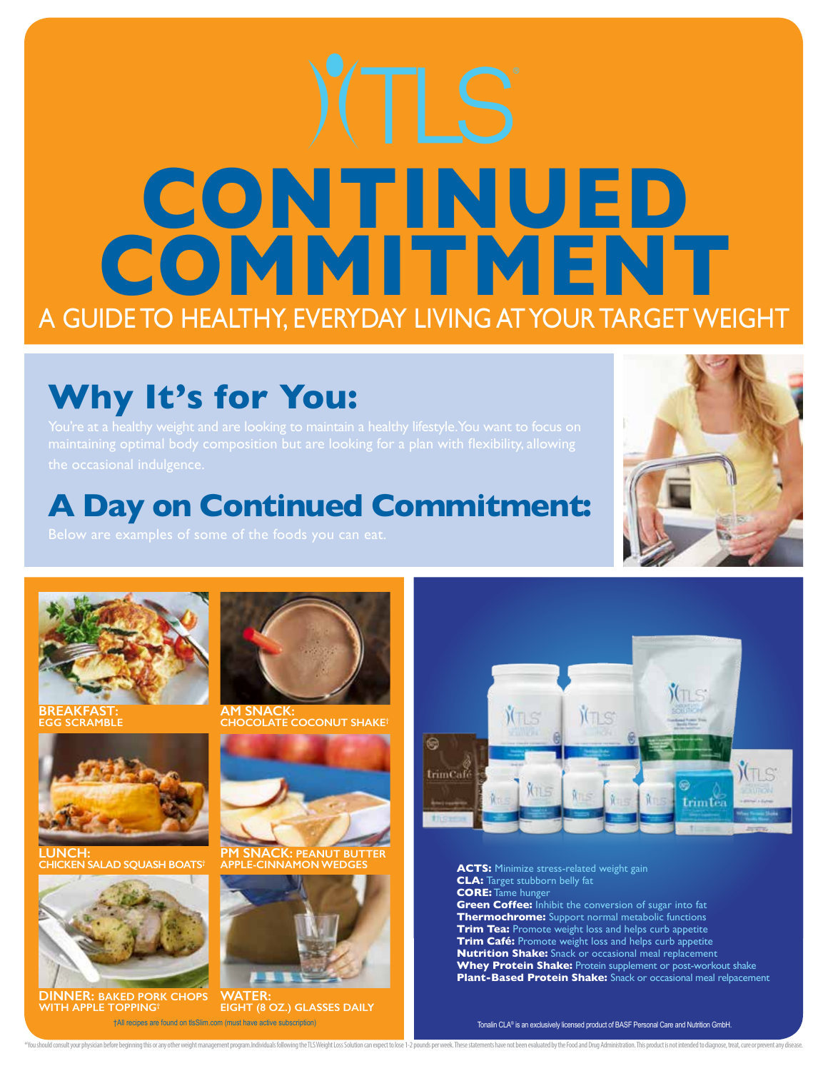# TLS

# CONTINUED COMMITMENT

A GUIDE TO HEALTHY, EVERYDAY LIVING AT YOUR TARGET WEIGHT

## Why It's for You:

You're at a healthy weight and are looking to maintain a healthy lifestyle. You want to focus on maintaining optimal body composition but are looking for a plan with flexibility, allowing the occasional indulgence.

## A Day on Continued Commitment:

Below are examples of some of the foods you can eat.

**BREAKFAST:** EGG SCRAMBLE

**AM SNACK:** CHOCOLATE COCONUT SHAKE†

**LUNCH:** CHICKEN SALAD SQUASH BOATS†

**PM SNACK:** PEANUT BUTTER APPLE-CINNAMON WEDGES

**DINNER:** BAKED PORK CHOPS WITH APPLE TOPPING†

**WATER:** EIGHT (8 OZ.) GLASSES DAILY

†All recipes are found on tlsSlim.com (must have active subscription)

**ACTS:** Minimize stress-related weight gain
**CLA:** Target stubborn belly fat
**CORE:** Tame hunger
**Green Coffee:** Inhibit the conversion of sugar into fat
**Thermochrome:** Support normal metabolic functions
**Trim Tea:** Promote weight loss and helps curb appetite
**Trim Café:** Promote weight loss and helps curb appetite
**Nutrition Shake:** Snack or occasional meal replacement
**Whey Protein Shake:** Protein supplement or post-workout shake
**Plant-Based Protein Shake:** Snack or occasional meal relpacement

Tonalin CLA® is an exclusively licensed product of BASF Personal Care and Nutrition GmbH.

*You should consult your physician before beginning this or any other weight management program. Individuals following the TLS Weight Loss Solution can expect to lose 1-2 pounds per week. These statements have not been evaluated by the Food and Drug Administration. This product is not intended to diagnose, treat, cure or prevent any disease.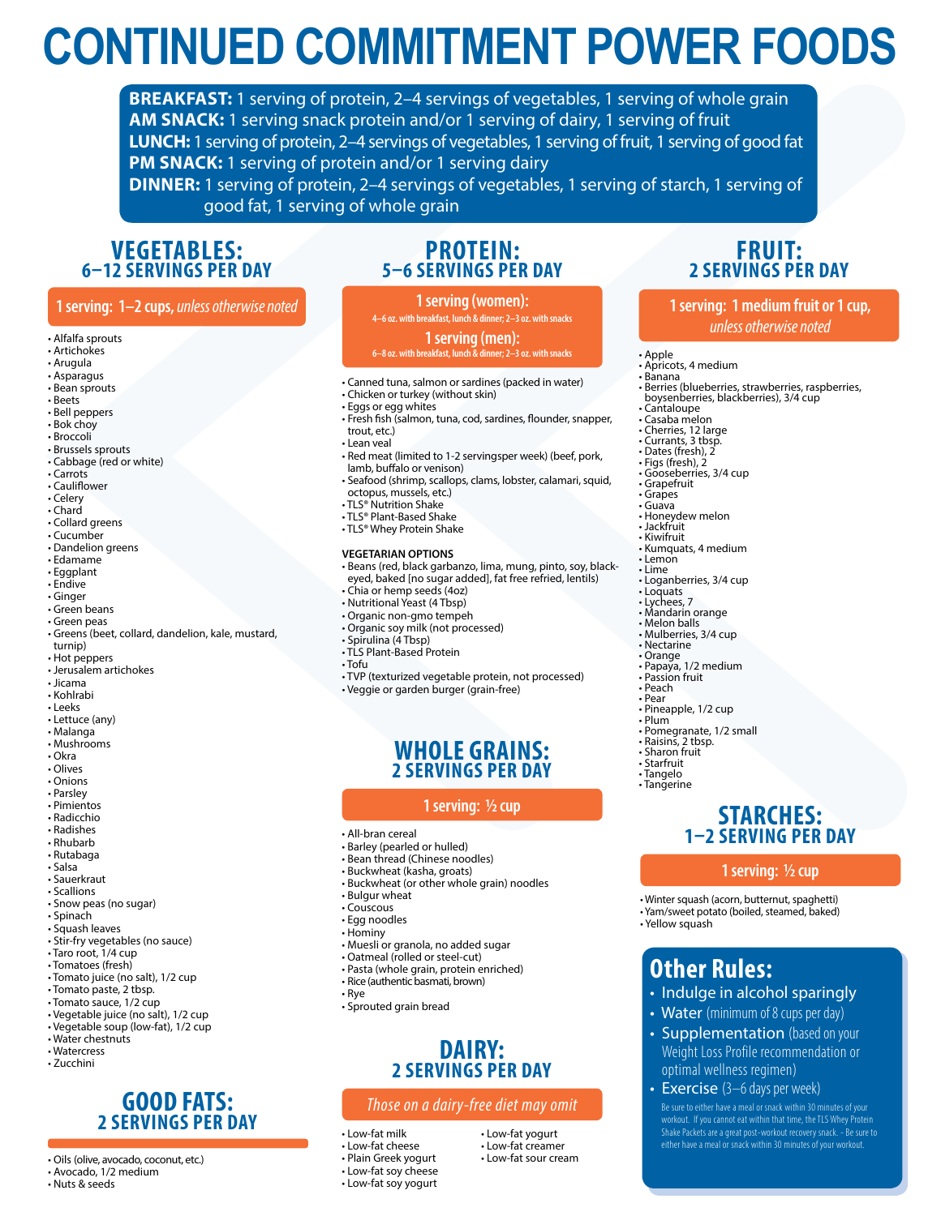# CONTINUED COMMITMENT POWER FOODS

**BREAKFAST:** 1 serving of protein, 2–4 servings of vegetables, 1 serving of whole grain
**AM SNACK:** 1 serving snack protein and/or 1 serving of dairy, 1 serving of fruit
**LUNCH:** 1 serving of protein, 2–4 servings of vegetables, 1 serving of fruit, 1 serving of good fat
**PM SNACK:** 1 serving of protein and/or 1 serving dairy
**DINNER:** 1 serving of protein, 2–4 servings of vegetables, 1 serving of starch, 1 serving of good fat, 1 serving of whole grain

## VEGETABLES: 6–12 SERVINGS PER DAY

**1 serving: 1–2 cups,** *unless otherwise noted*

- Alfalfa sprouts
- Artichokes
- Arugula
- Asparagus
- Bean sprouts
- Beets
- Bell peppers
- Bok choy
- Broccoli
- Brussels sprouts
- Cabbage (red or white)
- Carrots
- Cauliflower
- Celery
- Chard
- Collard greens
- Cucumber
- Dandelion greens
- Edamame
- Eggplant
- Endive
- Ginger
- Green beans
- Green peas
- Greens (beet, collard, dandelion, kale, mustard, turnip)
- Hot peppers
- Jerusalem artichokes
- Jicama
- Kohlrabi
- Leeks
- Lettuce (any)
- Malanga
- Mushrooms
- Okra
- Olives
- Onions
- Parsley
- Pimientos
- Radicchio
- Radishes
- Rhubarb
- Rutabaga
- Salsa
- Sauerkraut
- Scallions
- Snow peas (no sugar)
- Spinach
- Squash leaves
- Stir-fry vegetables (no sauce)
- Taro root, 1/4 cup
- Tomatoes (fresh)
- Tomato juice (no salt), 1/2 cup
- Tomato paste, 2 tbsp.
- Tomato sauce, 1/2 cup
- Vegetable juice (no salt), 1/2 cup
- Vegetable soup (low-fat), 1/2 cup
- Water chestnuts
- Watercress
- Zucchini

## GOOD FATS: 2 SERVINGS PER DAY

- Oils (olive, avocado, coconut, etc.)
- Avocado, 1/2 medium
- Nuts & seeds

## PROTEIN: 5–6 SERVINGS PER DAY

**1 serving (women):** 4–6 oz. with breakfast, lunch & dinner; 2–3 oz. with snacks

**1 serving (men):** 6–8 oz. with breakfast, lunch & dinner; 2–3 oz. with snacks

- Canned tuna, salmon or sardines (packed in water)
- Chicken or turkey (without skin)
- Eggs or egg whites
- Fresh fish (salmon, tuna, cod, sardines, flounder, snapper, trout, etc.)
- Lean veal
- Red meat (limited to 1-2 servingsper week) (beef, pork, lamb, buffalo or venison)
- Seafood (shrimp, scallops, clams, lobster, calamari, squid, octopus, mussels, etc.)
- TLS® Nutrition Shake
- TLS® Plant-Based Shake
- TLS® Whey Protein Shake

**VEGETARIAN OPTIONS**

- Beans (red, black garbanzo, lima, mung, pinto, soy, black-eyed, baked [no sugar added], fat free refried, lentils)
- Chia or hemp seeds (4oz)
- Nutritional Yeast (4 Tbsp)
- Organic non-gmo tempeh
- Organic soy milk (not processed)
- Spirulina (4 Tbsp)
- TLS Plant-Based Protein
- Tofu
- TVP (texturized vegetable protein, not processed)
- Veggie or garden burger (grain-free)

## WHOLE GRAINS: 2 SERVINGS PER DAY

**1 serving: ½ cup**

- All-bran cereal
- Barley (pearled or hulled)
- Bean thread (Chinese noodles)
- Buckwheat (kasha, groats)
- Buckwheat (or other whole grain) noodles
- Bulgur wheat
- Couscous
- Egg noodles
- Hominy
- Muesli or granola, no added sugar
- Oatmeal (rolled or steel-cut)
- Pasta (whole grain, protein enriched)
- Rice (authentic basmati, brown)
- Rye
- Sprouted grain bread

## DAIRY: 2 SERVINGS PER DAY

*Those on a dairy-free diet may omit*

- Low-fat milk
- Low-fat cheese
- Plain Greek yogurt
- Low-fat soy cheese
- Low-fat soy yogurt
- Low-fat yogurt
- Low-fat creamer
- Low-fat sour cream

## FRUIT: 2 SERVINGS PER DAY

**1 serving: 1 medium fruit or 1 cup,** *unless otherwise noted*

- Apple
- Apricots, 4 medium
- Banana
- Berries (blueberries, strawberries, raspberries, boysenberries, blackberries), 3/4 cup
- Cantaloupe
- Casaba melon
- Cherries, 12 large
- Currants, 3 tbsp.
- Dates (fresh), 2
- Figs (fresh), 2
- Gooseberries, 3/4 cup
- Grapefruit
- Grapes
- Guava
- Honeydew melon
- Jackfruit
- Kiwifruit
- Kumquats, 4 medium
- Lemon
- Lime
- Loganberries, 3/4 cup
- Loquats
- Lychees, 7
- Mandarin orange
- Melon balls
- Mulberries, 3/4 cup
- Nectarine
- Orange
- Papaya, 1/2 medium
- Passion fruit
- Peach
- Pear
- Pineapple, 1/2 cup
- Plum
- Pomegranate, 1/2 small
- Raisins, 2 tbsp.
- Sharon fruit
- Starfruit
- Tangelo
- Tangerine

## STARCHES: 1–2 SERVING PER DAY

**1 serving: ½ cup**

- Winter squash (acorn, butternut, spaghetti)
- Yam/sweet potato (boiled, steamed, baked)
- Yellow squash

## Other Rules:

- Indulge in alcohol sparingly
- Water (minimum of 8 cups per day)
- Supplementation (based on your Weight Loss Profile recommendation or optimal wellness regimen)
- Exercise (3–6 days per week)

Be sure to either have a meal or snack within 30 minutes of your workout. If you cannot eat within that time, the TLS Whey Protein Shake Packets are a great post-workout recovery snack. – Be sure to either have a meal or snack within 30 minutes of your workout.